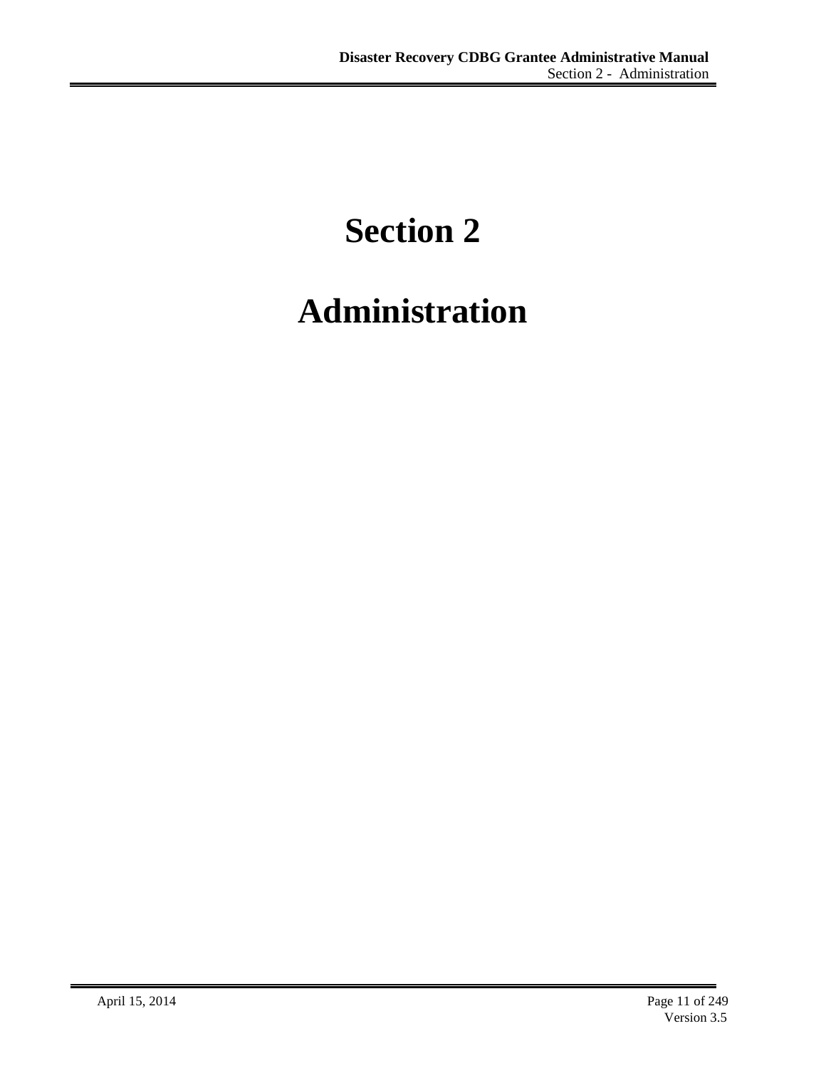# Section 2

# Administration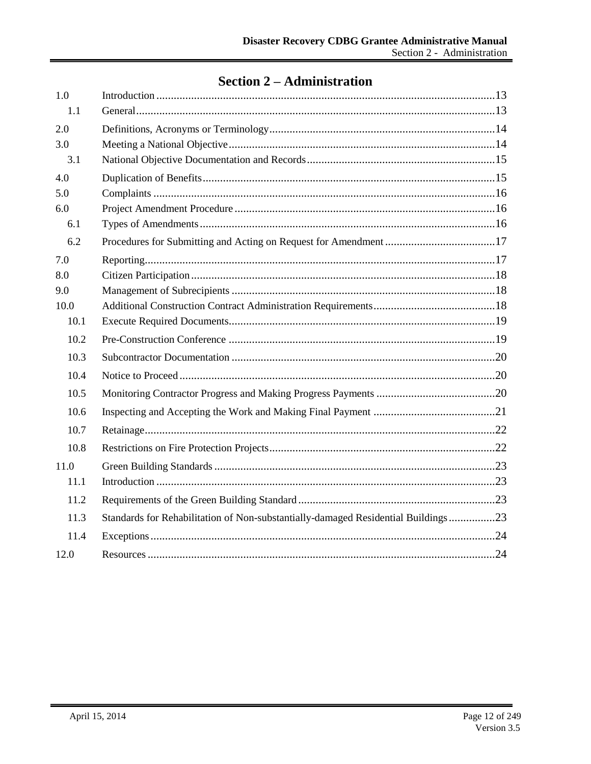# Section 2 – Administration

| | | |
|---|---|---|
| 1.0 | Introduction | 13 |
| 1.1 | General | 13 |
| 2.0 | Definitions, Acronyms or Terminology | 14 |
| 3.0 | Meeting a National Objective | 14 |
| 3.1 | National Objective Documentation and Records | 15 |
| 4.0 | Duplication of Benefits | 15 |
| 5.0 | Complaints | 16 |
| 6.0 | Project Amendment Procedure | 16 |
| 6.1 | Types of Amendments | 16 |
| 6.2 | Procedures for Submitting and Acting on Request for Amendment | 17 |
| 7.0 | Reporting | 17 |
| 8.0 | Citizen Participation | 18 |
| 9.0 | Management of Subrecipients | 18 |
| 10.0 | Additional Construction Contract Administration Requirements | 18 |
| 10.1 | Execute Required Documents | 19 |
| 10.2 | Pre-Construction Conference | 19 |
| 10.3 | Subcontractor Documentation | 20 |
| 10.4 | Notice to Proceed | 20 |
| 10.5 | Monitoring Contractor Progress and Making Progress Payments | 20 |
| 10.6 | Inspecting and Accepting the Work and Making Final Payment | 21 |
| 10.7 | Retainage | 22 |
| 10.8 | Restrictions on Fire Protection Projects | 22 |
| 11.0 | Green Building Standards | 23 |
| 11.1 | Introduction | 23 |
| 11.2 | Requirements of the Green Building Standard | 23 |
| 11.3 | Standards for Rehabilitation of Non-substantially-damaged Residential Buildings | 23 |
| 11.4 | Exceptions | 24 |
| 12.0 | Resources | 24 |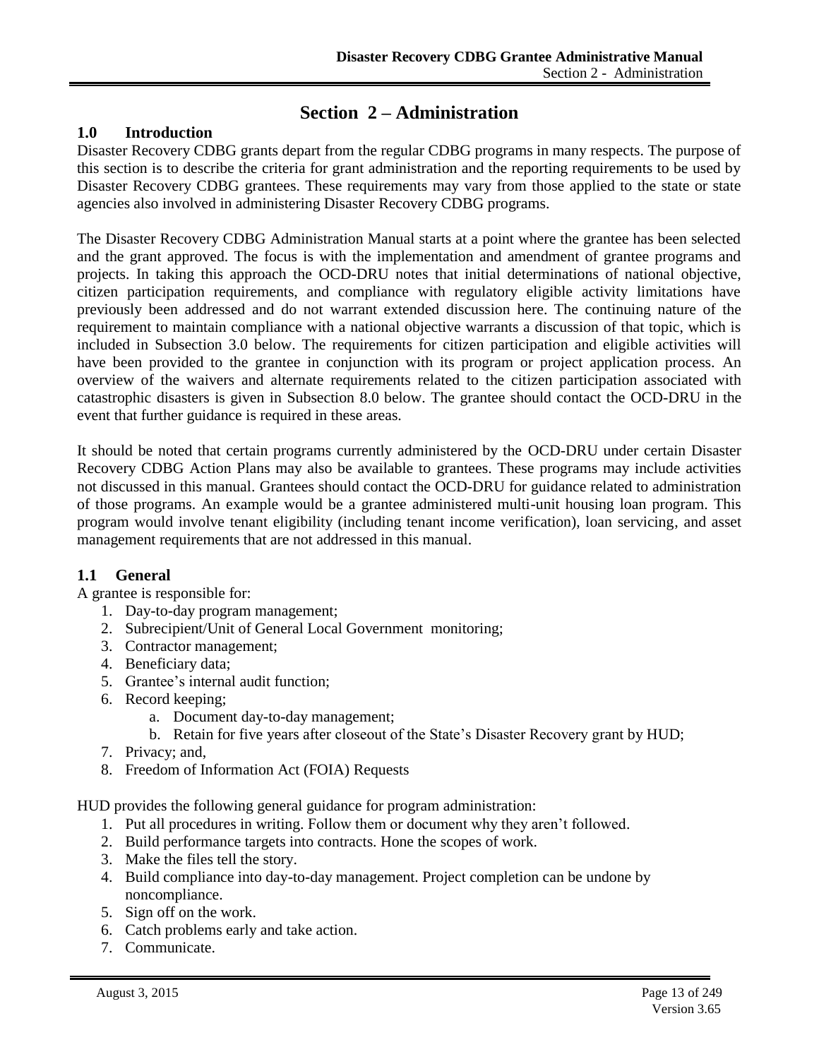# Section 2 – Administration

## 1.0 Introduction

Disaster Recovery CDBG grants depart from the regular CDBG programs in many respects. The purpose of this section is to describe the criteria for grant administration and the reporting requirements to be used by Disaster Recovery CDBG grantees. These requirements may vary from those applied to the state or state agencies also involved in administering Disaster Recovery CDBG programs.

The Disaster Recovery CDBG Administration Manual starts at a point where the grantee has been selected and the grant approved. The focus is with the implementation and amendment of grantee programs and projects. In taking this approach the OCD-DRU notes that initial determinations of national objective, citizen participation requirements, and compliance with regulatory eligible activity limitations have previously been addressed and do not warrant extended discussion here. The continuing nature of the requirement to maintain compliance with a national objective warrants a discussion of that topic, which is included in Subsection 3.0 below. The requirements for citizen participation and eligible activities will have been provided to the grantee in conjunction with its program or project application process. An overview of the waivers and alternate requirements related to the citizen participation associated with catastrophic disasters is given in Subsection 8.0 below. The grantee should contact the OCD-DRU in the event that further guidance is required in these areas.

It should be noted that certain programs currently administered by the OCD-DRU under certain Disaster Recovery CDBG Action Plans may also be available to grantees. These programs may include activities not discussed in this manual. Grantees should contact the OCD-DRU for guidance related to administration of those programs. An example would be a grantee administered multi-unit housing loan program. This program would involve tenant eligibility (including tenant income verification), loan servicing, and asset management requirements that are not addressed in this manual.

### 1.1 General

A grantee is responsible for:

1. Day-to-day program management;
2. Subrecipient/Unit of General Local Government monitoring;
3. Contractor management;
4. Beneficiary data;
5. Grantee's internal audit function;
6. Record keeping;
   a. Document day-to-day management;
   b. Retain for five years after closeout of the State's Disaster Recovery grant by HUD;
7. Privacy; and,
8. Freedom of Information Act (FOIA) Requests

HUD provides the following general guidance for program administration:

1. Put all procedures in writing. Follow them or document why they aren't followed.
2. Build performance targets into contracts. Hone the scopes of work.
3. Make the files tell the story.
4. Build compliance into day-to-day management. Project completion can be undone by noncompliance.
5. Sign off on the work.
6. Catch problems early and take action.
7. Communicate.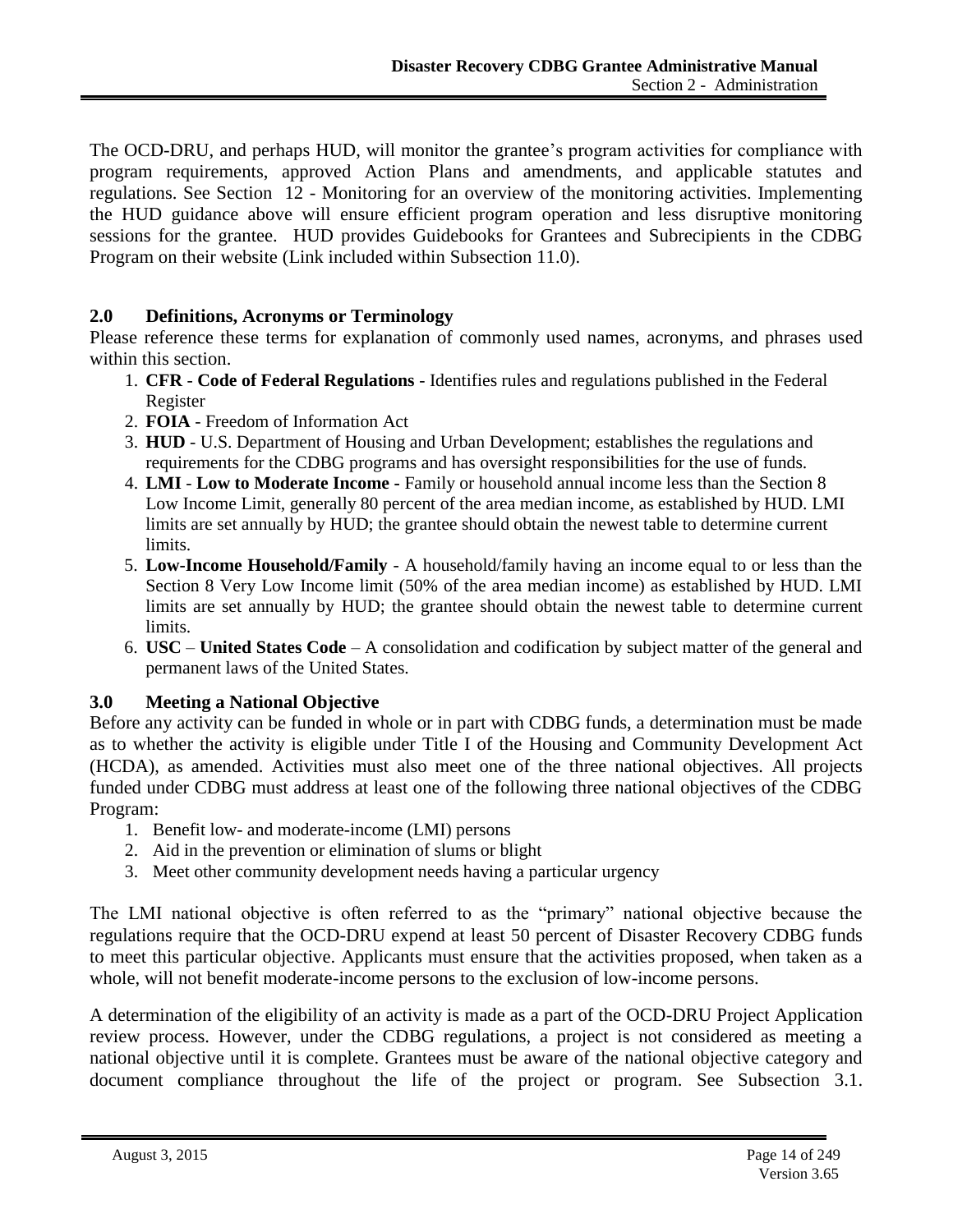The OCD-DRU, and perhaps HUD, will monitor the grantee's program activities for compliance with program requirements, approved Action Plans and amendments, and applicable statutes and regulations. See Section 12 - Monitoring for an overview of the monitoring activities. Implementing the HUD guidance above will ensure efficient program operation and less disruptive monitoring sessions for the grantee. HUD provides Guidebooks for Grantees and Subrecipients in the CDBG Program on their website (Link included within Subsection 11.0).

## 2.0 Definitions, Acronyms or Terminology

Please reference these terms for explanation of commonly used names, acronyms, and phrases used within this section.

1. **CFR** - **Code of Federal Regulations** - Identifies rules and regulations published in the Federal Register
2. **FOIA** - Freedom of Information Act
3. **HUD** - U.S. Department of Housing and Urban Development; establishes the regulations and requirements for the CDBG programs and has oversight responsibilities for the use of funds.
4. **LMI** - **Low to Moderate Income -** Family or household annual income less than the Section 8 Low Income Limit, generally 80 percent of the area median income, as established by HUD. LMI limits are set annually by HUD; the grantee should obtain the newest table to determine current limits.
5. **Low-Income Household/Family** - A household/family having an income equal to or less than the Section 8 Very Low Income limit (50% of the area median income) as established by HUD. LMI limits are set annually by HUD; the grantee should obtain the newest table to determine current limits.
6. **USC** – **United States Code** – A consolidation and codification by subject matter of the general and permanent laws of the United States.

## 3.0 Meeting a National Objective

Before any activity can be funded in whole or in part with CDBG funds, a determination must be made as to whether the activity is eligible under Title I of the Housing and Community Development Act (HCDA), as amended. Activities must also meet one of the three national objectives. All projects funded under CDBG must address at least one of the following three national objectives of the CDBG Program:

1. Benefit low- and moderate-income (LMI) persons
2. Aid in the prevention or elimination of slums or blight
3. Meet other community development needs having a particular urgency

The LMI national objective is often referred to as the "primary" national objective because the regulations require that the OCD-DRU expend at least 50 percent of Disaster Recovery CDBG funds to meet this particular objective. Applicants must ensure that the activities proposed, when taken as a whole, will not benefit moderate-income persons to the exclusion of low-income persons.

A determination of the eligibility of an activity is made as a part of the OCD-DRU Project Application review process. However, under the CDBG regulations, a project is not considered as meeting a national objective until it is complete. Grantees must be aware of the national objective category and document compliance throughout the life of the project or program. See Subsection 3.1.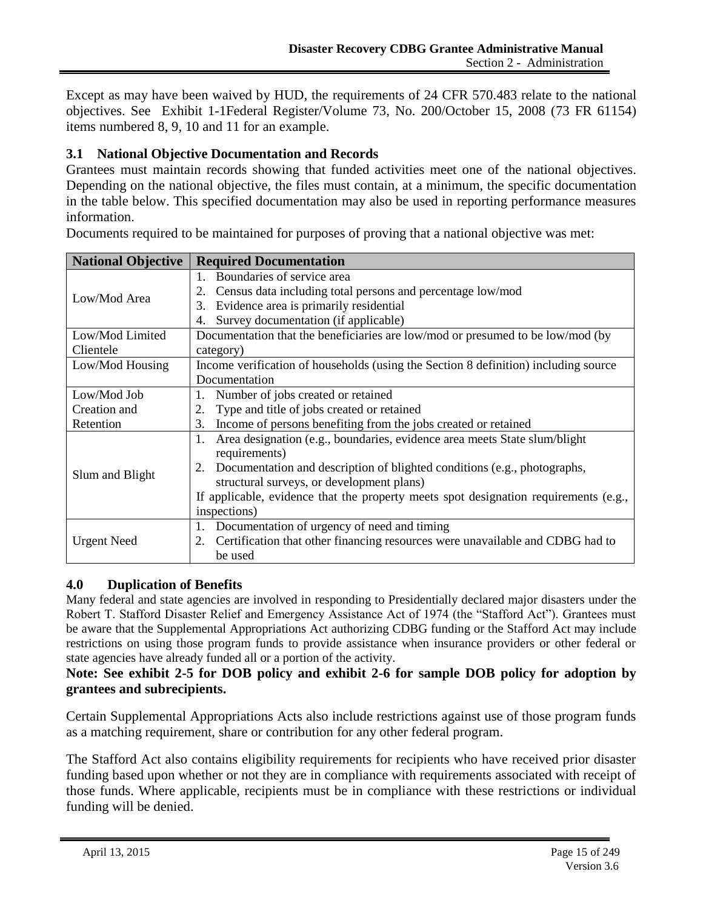Except as may have been waived by HUD, the requirements of 24 CFR 570.483 relate to the national objectives. See Exhibit 1-1Federal Register/Volume 73, No. 200/October 15, 2008 (73 FR 61154) items numbered 8, 9, 10 and 11 for an example.

### 3.1 National Objective Documentation and Records

Grantees must maintain records showing that funded activities meet one of the national objectives. Depending on the national objective, the files must contain, at a minimum, the specific documentation in the table below. This specified documentation may also be used in reporting performance measures information.

Documents required to be maintained for purposes of proving that a national objective was met:

| National Objective | Required Documentation |
|---|---|
| Low/Mod Area | 1. Boundaries of service area<br>2. Census data including total persons and percentage low/mod<br>3. Evidence area is primarily residential<br>4. Survey documentation (if applicable) |
| Low/Mod Limited Clientele | Documentation that the beneficiaries are low/mod or presumed to be low/mod (by category) |
| Low/Mod Housing | Income verification of households (using the Section 8 definition) including source Documentation |
| Low/Mod Job Creation and Retention | 1. Number of jobs created or retained<br>2. Type and title of jobs created or retained<br>3. Income of persons benefiting from the jobs created or retained |
| Slum and Blight | 1. Area designation (e.g., boundaries, evidence area meets State slum/blight requirements)<br>2. Documentation and description of blighted conditions (e.g., photographs, structural surveys, or development plans)<br>If applicable, evidence that the property meets spot designation requirements (e.g., inspections) |
| Urgent Need | 1. Documentation of urgency of need and timing<br>2. Certification that other financing resources were unavailable and CDBG had to be used |

## 4.0 Duplication of Benefits

Many federal and state agencies are involved in responding to Presidentially declared major disasters under the Robert T. Stafford Disaster Relief and Emergency Assistance Act of 1974 (the "Stafford Act"). Grantees must be aware that the Supplemental Appropriations Act authorizing CDBG funding or the Stafford Act may include restrictions on using those program funds to provide assistance when insurance providers or other federal or state agencies have already funded all or a portion of the activity.

**Note: See exhibit 2-5 for DOB policy and exhibit 2-6 for sample DOB policy for adoption by grantees and subrecipients.**

Certain Supplemental Appropriations Acts also include restrictions against use of those program funds as a matching requirement, share or contribution for any other federal program.

The Stafford Act also contains eligibility requirements for recipients who have received prior disaster funding based upon whether or not they are in compliance with requirements associated with receipt of those funds. Where applicable, recipients must be in compliance with these restrictions or individual funding will be denied.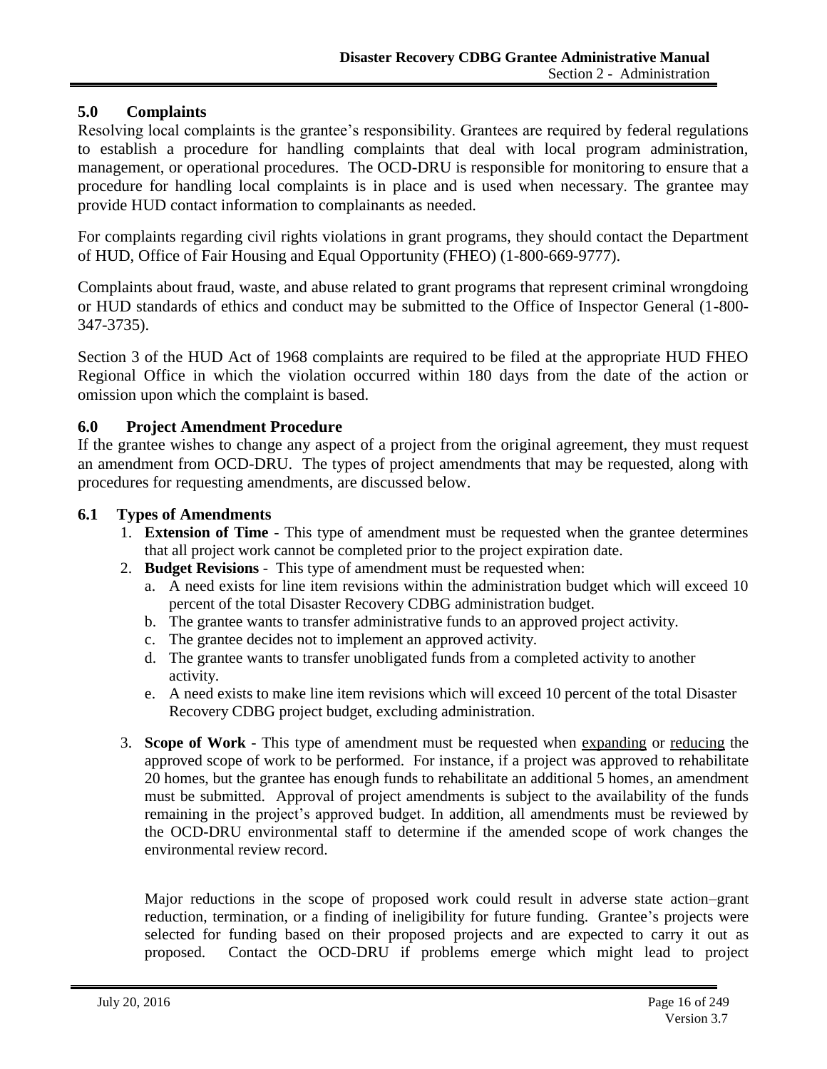## 5.0 Complaints

Resolving local complaints is the grantee's responsibility. Grantees are required by federal regulations to establish a procedure for handling complaints that deal with local program administration, management, or operational procedures. The OCD-DRU is responsible for monitoring to ensure that a procedure for handling local complaints is in place and is used when necessary. The grantee may provide HUD contact information to complainants as needed.

For complaints regarding civil rights violations in grant programs, they should contact the Department of HUD, Office of Fair Housing and Equal Opportunity (FHEO) (1-800-669-9777).

Complaints about fraud, waste, and abuse related to grant programs that represent criminal wrongdoing or HUD standards of ethics and conduct may be submitted to the Office of Inspector General (1-800-347-3735).

Section 3 of the HUD Act of 1968 complaints are required to be filed at the appropriate HUD FHEO Regional Office in which the violation occurred within 180 days from the date of the action or omission upon which the complaint is based.

## 6.0 Project Amendment Procedure

If the grantee wishes to change any aspect of a project from the original agreement, they must request an amendment from OCD-DRU. The types of project amendments that may be requested, along with procedures for requesting amendments, are discussed below.

### 6.1 Types of Amendments

1. **Extension of Time** - This type of amendment must be requested when the grantee determines that all project work cannot be completed prior to the project expiration date.
2. **Budget Revisions** - This type of amendment must be requested when:
   a. A need exists for line item revisions within the administration budget which will exceed 10 percent of the total Disaster Recovery CDBG administration budget.
   b. The grantee wants to transfer administrative funds to an approved project activity.
   c. The grantee decides not to implement an approved activity.
   d. The grantee wants to transfer unobligated funds from a completed activity to another activity.
   e. A need exists to make line item revisions which will exceed 10 percent of the total Disaster Recovery CDBG project budget, excluding administration.
3. **Scope of Work** - This type of amendment must be requested when <u>expanding</u> or <u>reducing</u> the approved scope of work to be performed. For instance, if a project was approved to rehabilitate 20 homes, but the grantee has enough funds to rehabilitate an additional 5 homes, an amendment must be submitted. Approval of project amendments is subject to the availability of the funds remaining in the project's approved budget. In addition, all amendments must be reviewed by the OCD-DRU environmental staff to determine if the amended scope of work changes the environmental review record.

   Major reductions in the scope of proposed work could result in adverse state action–grant reduction, termination, or a finding of ineligibility for future funding. Grantee's projects were selected for funding based on their proposed projects and are expected to carry it out as proposed. Contact the OCD-DRU if problems emerge which might lead to project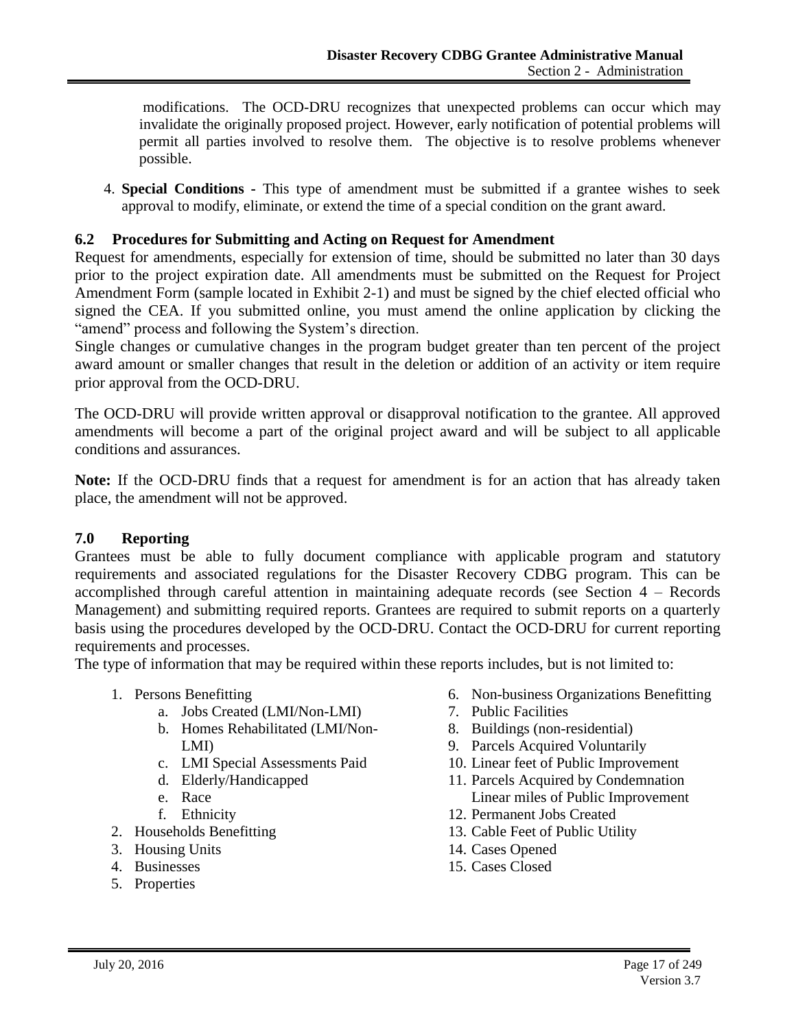modifications. The OCD-DRU recognizes that unexpected problems can occur which may invalidate the originally proposed project. However, early notification of potential problems will permit all parties involved to resolve them. The objective is to resolve problems whenever possible.

4. **Special Conditions -** This type of amendment must be submitted if a grantee wishes to seek approval to modify, eliminate, or extend the time of a special condition on the grant award.

### 6.2 Procedures for Submitting and Acting on Request for Amendment

Request for amendments, especially for extension of time, should be submitted no later than 30 days prior to the project expiration date. All amendments must be submitted on the Request for Project Amendment Form (sample located in Exhibit 2-1) and must be signed by the chief elected official who signed the CEA. If you submitted online, you must amend the online application by clicking the "amend" process and following the System's direction.

Single changes or cumulative changes in the program budget greater than ten percent of the project award amount or smaller changes that result in the deletion or addition of an activity or item require prior approval from the OCD-DRU.

The OCD-DRU will provide written approval or disapproval notification to the grantee. All approved amendments will become a part of the original project award and will be subject to all applicable conditions and assurances.

**Note:** If the OCD-DRU finds that a request for amendment is for an action that has already taken place, the amendment will not be approved.

## 7.0 Reporting

Grantees must be able to fully document compliance with applicable program and statutory requirements and associated regulations for the Disaster Recovery CDBG program. This can be accomplished through careful attention in maintaining adequate records (see Section 4 – Records Management) and submitting required reports. Grantees are required to submit reports on a quarterly basis using the procedures developed by the OCD-DRU. Contact the OCD-DRU for current reporting requirements and processes.

The type of information that may be required within these reports includes, but is not limited to:

1. Persons Benefitting
   a. Jobs Created (LMI/Non-LMI)
   b. Homes Rehabilitated (LMI/Non-LMI)
   c. LMI Special Assessments Paid
   d. Elderly/Handicapped
   e. Race
   f. Ethnicity
2. Households Benefitting
3. Housing Units
4. Businesses
5. Properties
6. Non-business Organizations Benefitting
7. Public Facilities
8. Buildings (non-residential)
9. Parcels Acquired Voluntarily
10. Linear feet of Public Improvement
11. Parcels Acquired by Condemnation
    Linear miles of Public Improvement
12. Permanent Jobs Created
13. Cable Feet of Public Utility
14. Cases Opened
15. Cases Closed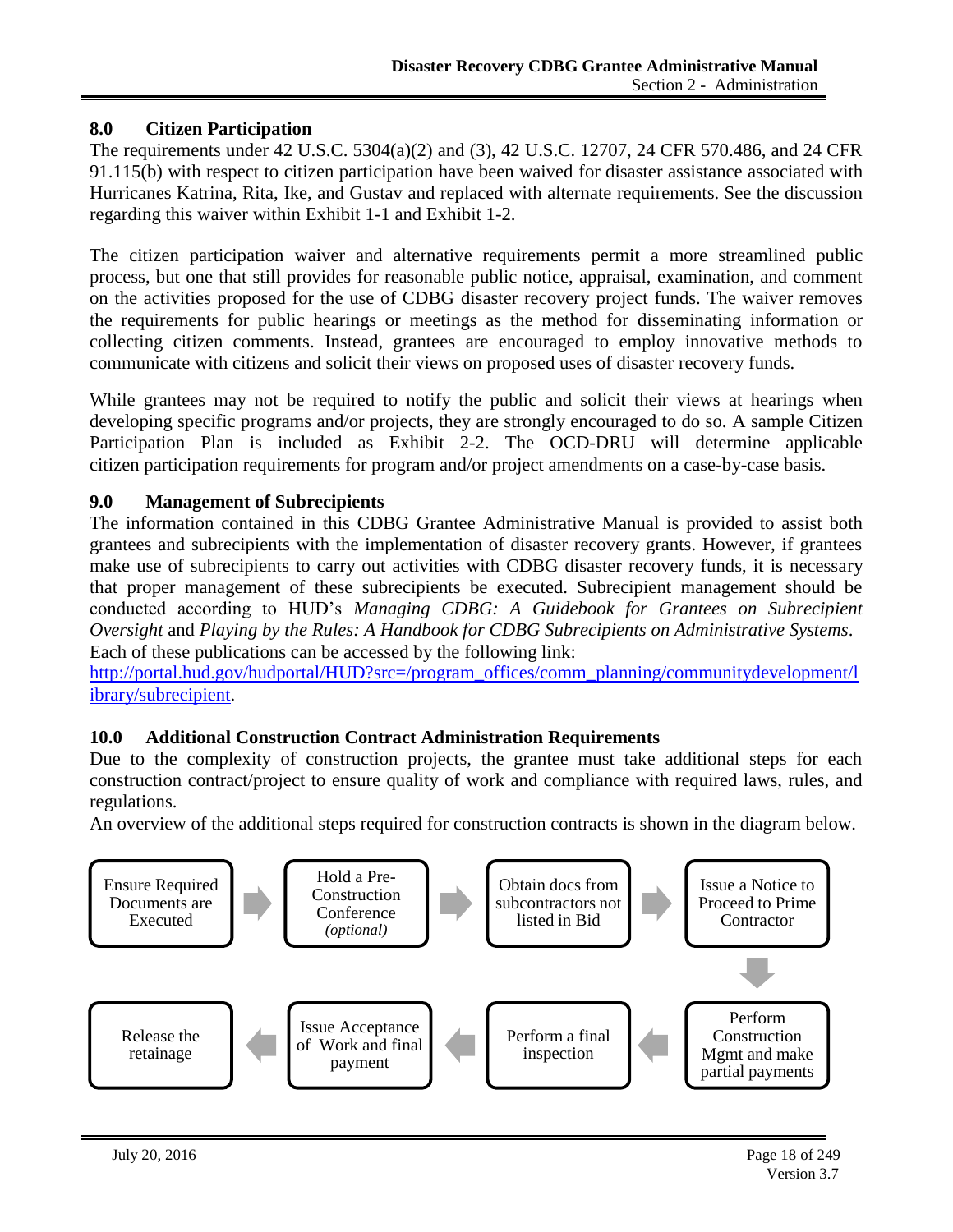## 8.0 Citizen Participation

The requirements under 42 U.S.C. 5304(a)(2) and (3), 42 U.S.C. 12707, 24 CFR 570.486, and 24 CFR 91.115(b) with respect to citizen participation have been waived for disaster assistance associated with Hurricanes Katrina, Rita, Ike, and Gustav and replaced with alternate requirements. See the discussion regarding this waiver within Exhibit 1-1 and Exhibit 1-2.

The citizen participation waiver and alternative requirements permit a more streamlined public process, but one that still provides for reasonable public notice, appraisal, examination, and comment on the activities proposed for the use of CDBG disaster recovery project funds. The waiver removes the requirements for public hearings or meetings as the method for disseminating information or collecting citizen comments. Instead, grantees are encouraged to employ innovative methods to communicate with citizens and solicit their views on proposed uses of disaster recovery funds.

While grantees may not be required to notify the public and solicit their views at hearings when developing specific programs and/or projects, they are strongly encouraged to do so. A sample Citizen Participation Plan is included as Exhibit 2-2. The OCD-DRU will determine applicable citizen participation requirements for program and/or project amendments on a case-by-case basis.

## 9.0 Management of Subrecipients

The information contained in this CDBG Grantee Administrative Manual is provided to assist both grantees and subrecipients with the implementation of disaster recovery grants. However, if grantees make use of subrecipients to carry out activities with CDBG disaster recovery funds, it is necessary that proper management of these subrecipients be executed. Subrecipient management should be conducted according to HUD's *Managing CDBG: A Guidebook for Grantees on Subrecipient Oversight* and *Playing by the Rules: A Handbook for CDBG Subrecipients on Administrative Systems*. Each of these publications can be accessed by the following link: http://portal.hud.gov/hudportal/HUD?src=/program_offices/comm_planning/communitydevelopment/library/subrecipient.

## 10.0 Additional Construction Contract Administration Requirements

Due to the complexity of construction projects, the grantee must take additional steps for each construction contract/project to ensure quality of work and compliance with required laws, rules, and regulations.

An overview of the additional steps required for construction contracts is shown in the diagram below.

1. Ensure Required Documents are Executed
2. Hold a Pre-Construction Conference *(optional)*
3. Obtain docs from subcontractors not listed in Bid
4. Issue a Notice to Proceed to Prime Contractor
5. Perform Construction Mgmt and make partial payments
6. Perform a final inspection
7. Issue Acceptance of Work and final payment
8. Release the retainage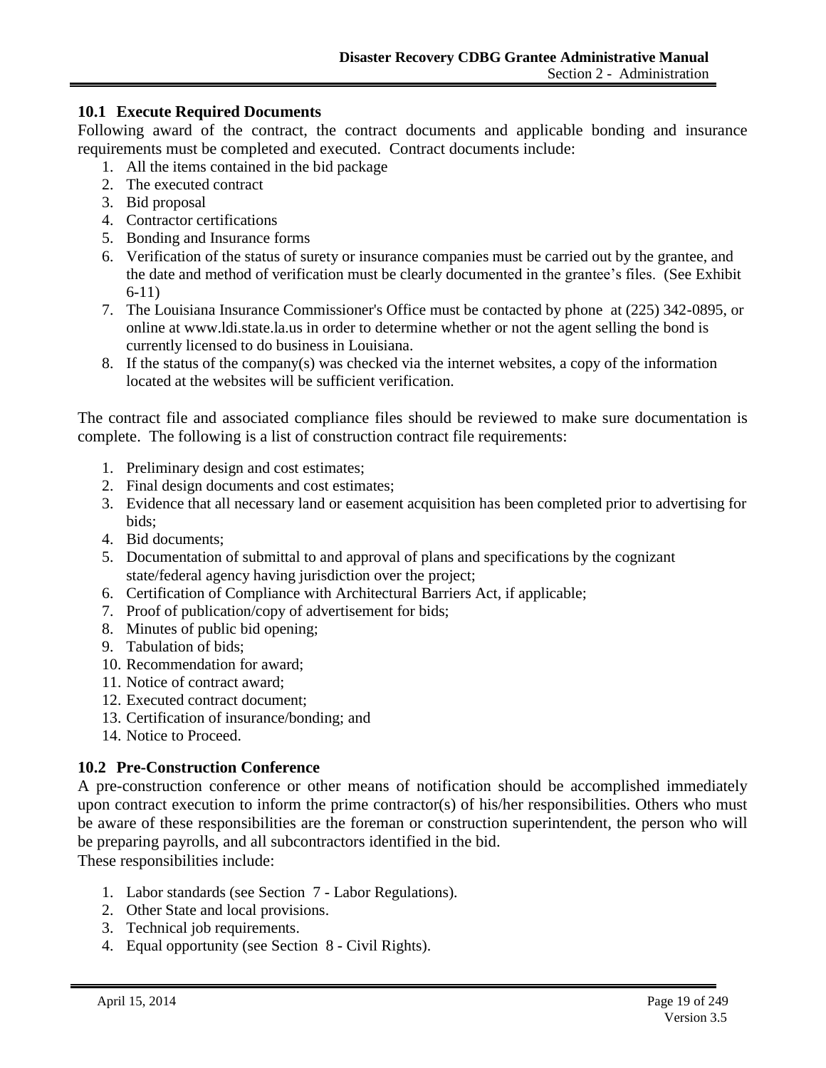### 10.1 Execute Required Documents

Following award of the contract, the contract documents and applicable bonding and insurance requirements must be completed and executed. Contract documents include:

1. All the items contained in the bid package
2. The executed contract
3. Bid proposal
4. Contractor certifications
5. Bonding and Insurance forms
6. Verification of the status of surety or insurance companies must be carried out by the grantee, and the date and method of verification must be clearly documented in the grantee's files. (See Exhibit 6-11)
7. The Louisiana Insurance Commissioner's Office must be contacted by phone at (225) 342-0895, or online at www.ldi.state.la.us in order to determine whether or not the agent selling the bond is currently licensed to do business in Louisiana.
8. If the status of the company(s) was checked via the internet websites, a copy of the information located at the websites will be sufficient verification.

The contract file and associated compliance files should be reviewed to make sure documentation is complete. The following is a list of construction contract file requirements:

1. Preliminary design and cost estimates;
2. Final design documents and cost estimates;
3. Evidence that all necessary land or easement acquisition has been completed prior to advertising for bids;
4. Bid documents;
5. Documentation of submittal to and approval of plans and specifications by the cognizant state/federal agency having jurisdiction over the project;
6. Certification of Compliance with Architectural Barriers Act, if applicable;
7. Proof of publication/copy of advertisement for bids;
8. Minutes of public bid opening;
9. Tabulation of bids;
10. Recommendation for award;
11. Notice of contract award;
12. Executed contract document;
13. Certification of insurance/bonding; and
14. Notice to Proceed.

### 10.2 Pre-Construction Conference

A pre-construction conference or other means of notification should be accomplished immediately upon contract execution to inform the prime contractor(s) of his/her responsibilities. Others who must be aware of these responsibilities are the foreman or construction superintendent, the person who will be preparing payrolls, and all subcontractors identified in the bid.

These responsibilities include:

1. Labor standards (see Section 7 - Labor Regulations).
2. Other State and local provisions.
3. Technical job requirements.
4. Equal opportunity (see Section 8 - Civil Rights).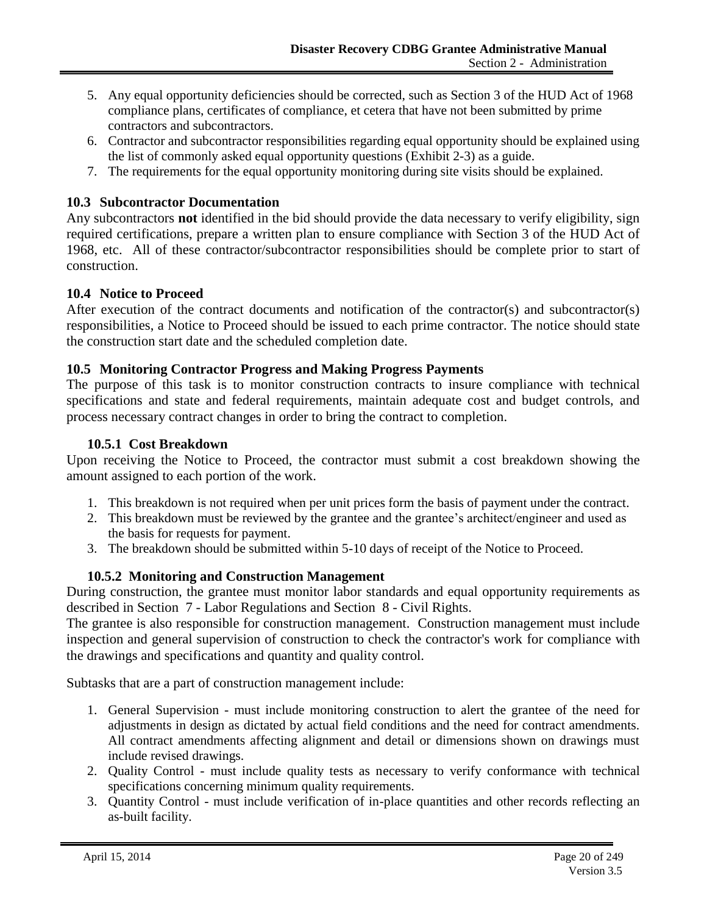5. Any equal opportunity deficiencies should be corrected, such as Section 3 of the HUD Act of 1968 compliance plans, certificates of compliance, et cetera that have not been submitted by prime contractors and subcontractors.
6. Contractor and subcontractor responsibilities regarding equal opportunity should be explained using the list of commonly asked equal opportunity questions (Exhibit 2-3) as a guide.
7. The requirements for the equal opportunity monitoring during site visits should be explained.

### 10.3 Subcontractor Documentation

Any subcontractors **not** identified in the bid should provide the data necessary to verify eligibility, sign required certifications, prepare a written plan to ensure compliance with Section 3 of the HUD Act of 1968, etc. All of these contractor/subcontractor responsibilities should be complete prior to start of construction.

### 10.4 Notice to Proceed

After execution of the contract documents and notification of the contractor(s) and subcontractor(s) responsibilities, a Notice to Proceed should be issued to each prime contractor. The notice should state the construction start date and the scheduled completion date.

### 10.5 Monitoring Contractor Progress and Making Progress Payments

The purpose of this task is to monitor construction contracts to insure compliance with technical specifications and state and federal requirements, maintain adequate cost and budget controls, and process necessary contract changes in order to bring the contract to completion.

#### 10.5.1 Cost Breakdown

Upon receiving the Notice to Proceed, the contractor must submit a cost breakdown showing the amount assigned to each portion of the work.

1. This breakdown is not required when per unit prices form the basis of payment under the contract.
2. This breakdown must be reviewed by the grantee and the grantee's architect/engineer and used as the basis for requests for payment.
3. The breakdown should be submitted within 5-10 days of receipt of the Notice to Proceed.

#### 10.5.2 Monitoring and Construction Management

During construction, the grantee must monitor labor standards and equal opportunity requirements as described in Section 7 - Labor Regulations and Section 8 - Civil Rights.

The grantee is also responsible for construction management. Construction management must include inspection and general supervision of construction to check the contractor's work for compliance with the drawings and specifications and quantity and quality control.

Subtasks that are a part of construction management include:

1. General Supervision - must include monitoring construction to alert the grantee of the need for adjustments in design as dictated by actual field conditions and the need for contract amendments. All contract amendments affecting alignment and detail or dimensions shown on drawings must include revised drawings.
2. Quality Control - must include quality tests as necessary to verify conformance with technical specifications concerning minimum quality requirements.
3. Quantity Control - must include verification of in-place quantities and other records reflecting an as-built facility.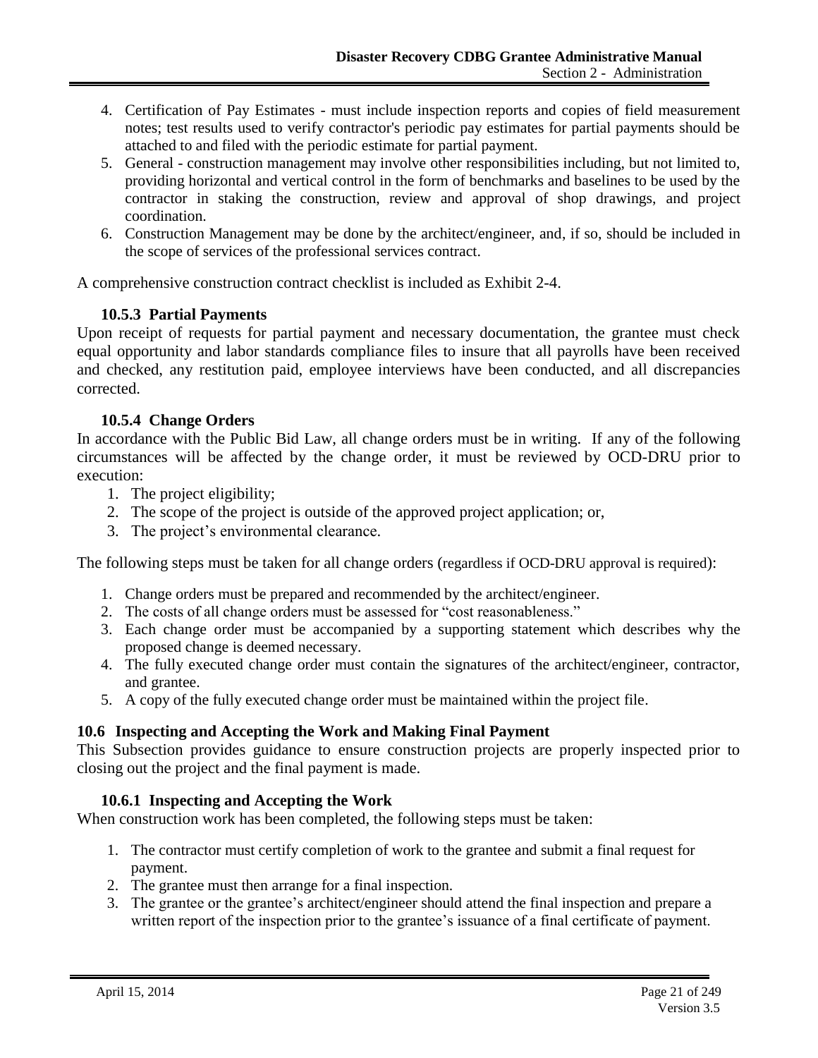4. Certification of Pay Estimates - must include inspection reports and copies of field measurement notes; test results used to verify contractor's periodic pay estimates for partial payments should be attached to and filed with the periodic estimate for partial payment.
5. General - construction management may involve other responsibilities including, but not limited to, providing horizontal and vertical control in the form of benchmarks and baselines to be used by the contractor in staking the construction, review and approval of shop drawings, and project coordination.
6. Construction Management may be done by the architect/engineer, and, if so, should be included in the scope of services of the professional services contract.

A comprehensive construction contract checklist is included as Exhibit 2-4.

### 10.5.3 Partial Payments

Upon receipt of requests for partial payment and necessary documentation, the grantee must check equal opportunity and labor standards compliance files to insure that all payrolls have been received and checked, any restitution paid, employee interviews have been conducted, and all discrepancies corrected.

### 10.5.4 Change Orders

In accordance with the Public Bid Law, all change orders must be in writing. If any of the following circumstances will be affected by the change order, it must be reviewed by OCD-DRU prior to execution:

1. The project eligibility;
2. The scope of the project is outside of the approved project application; or,
3. The project's environmental clearance.

The following steps must be taken for all change orders (regardless if OCD-DRU approval is required):

1. Change orders must be prepared and recommended by the architect/engineer.
2. The costs of all change orders must be assessed for "cost reasonableness."
3. Each change order must be accompanied by a supporting statement which describes why the proposed change is deemed necessary.
4. The fully executed change order must contain the signatures of the architect/engineer, contractor, and grantee.
5. A copy of the fully executed change order must be maintained within the project file.

## 10.6 Inspecting and Accepting the Work and Making Final Payment

This Subsection provides guidance to ensure construction projects are properly inspected prior to closing out the project and the final payment is made.

### 10.6.1 Inspecting and Accepting the Work

When construction work has been completed, the following steps must be taken:

1. The contractor must certify completion of work to the grantee and submit a final request for payment.
2. The grantee must then arrange for a final inspection.
3. The grantee or the grantee's architect/engineer should attend the final inspection and prepare a written report of the inspection prior to the grantee's issuance of a final certificate of payment.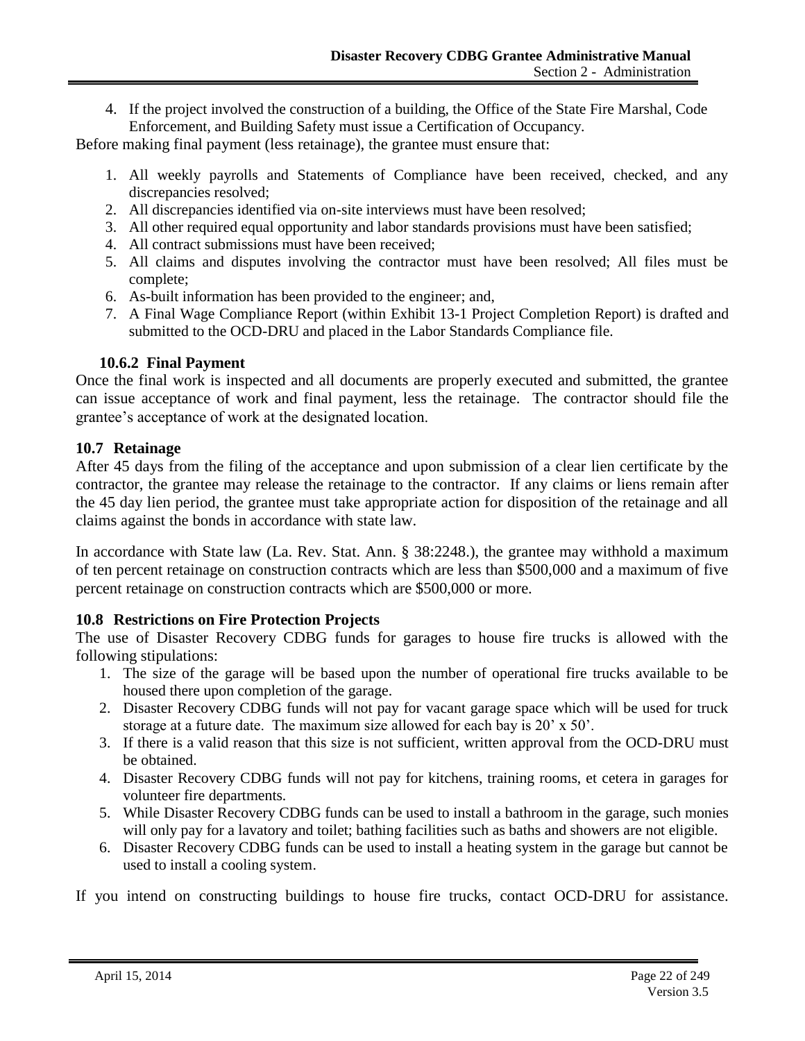4. If the project involved the construction of a building, the Office of the State Fire Marshal, Code Enforcement, and Building Safety must issue a Certification of Occupancy.

Before making final payment (less retainage), the grantee must ensure that:

1. All weekly payrolls and Statements of Compliance have been received, checked, and any discrepancies resolved;
2. All discrepancies identified via on-site interviews must have been resolved;
3. All other required equal opportunity and labor standards provisions must have been satisfied;
4. All contract submissions must have been received;
5. All claims and disputes involving the contractor must have been resolved; All files must be complete;
6. As-built information has been provided to the engineer; and,
7. A Final Wage Compliance Report (within Exhibit 13-1 Project Completion Report) is drafted and submitted to the OCD-DRU and placed in the Labor Standards Compliance file.

#### 10.6.2 Final Payment

Once the final work is inspected and all documents are properly executed and submitted, the grantee can issue acceptance of work and final payment, less the retainage. The contractor should file the grantee's acceptance of work at the designated location.

### 10.7 Retainage

After 45 days from the filing of the acceptance and upon submission of a clear lien certificate by the contractor, the grantee may release the retainage to the contractor. If any claims or liens remain after the 45 day lien period, the grantee must take appropriate action for disposition of the retainage and all claims against the bonds in accordance with state law.

In accordance with State law (La. Rev. Stat. Ann. § 38:2248.), the grantee may withhold a maximum of ten percent retainage on construction contracts which are less than $500,000 and a maximum of five percent retainage on construction contracts which are $500,000 or more.

### 10.8 Restrictions on Fire Protection Projects

The use of Disaster Recovery CDBG funds for garages to house fire trucks is allowed with the following stipulations:

1. The size of the garage will be based upon the number of operational fire trucks available to be housed there upon completion of the garage.
2. Disaster Recovery CDBG funds will not pay for vacant garage space which will be used for truck storage at a future date. The maximum size allowed for each bay is 20' x 50'.
3. If there is a valid reason that this size is not sufficient, written approval from the OCD-DRU must be obtained.
4. Disaster Recovery CDBG funds will not pay for kitchens, training rooms, et cetera in garages for volunteer fire departments.
5. While Disaster Recovery CDBG funds can be used to install a bathroom in the garage, such monies will only pay for a lavatory and toilet; bathing facilities such as baths and showers are not eligible.
6. Disaster Recovery CDBG funds can be used to install a heating system in the garage but cannot be used to install a cooling system.

If you intend on constructing buildings to house fire trucks, contact OCD-DRU for assistance.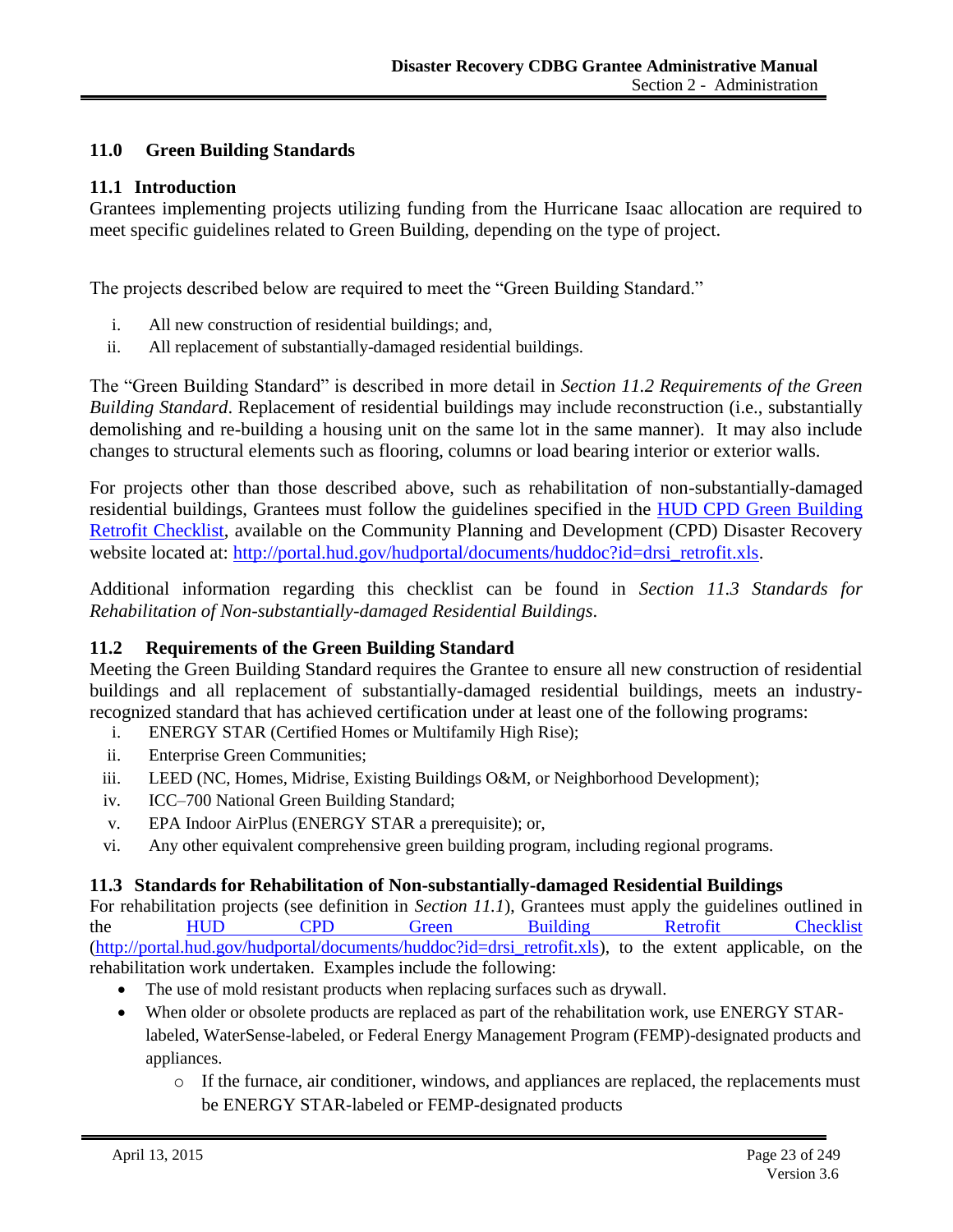## 11.0 Green Building Standards

### 11.1 Introduction

Grantees implementing projects utilizing funding from the Hurricane Isaac allocation are required to meet specific guidelines related to Green Building, depending on the type of project.

The projects described below are required to meet the "Green Building Standard."

i. All new construction of residential buildings; and,
ii. All replacement of substantially-damaged residential buildings.

The "Green Building Standard" is described in more detail in *Section 11.2 Requirements of the Green Building Standard*. Replacement of residential buildings may include reconstruction (i.e., substantially demolishing and re-building a housing unit on the same lot in the same manner). It may also include changes to structural elements such as flooring, columns or load bearing interior or exterior walls.

For projects other than those described above, such as rehabilitation of non-substantially-damaged residential buildings, Grantees must follow the guidelines specified in the [HUD CPD Green Building Retrofit Checklist](http://portal.hud.gov/hudportal/documents/huddoc?id=drsi_retrofit.xls), available on the Community Planning and Development (CPD) Disaster Recovery website located at: http://portal.hud.gov/hudportal/documents/huddoc?id=drsi_retrofit.xls.

Additional information regarding this checklist can be found in *Section 11.3 Standards for Rehabilitation of Non-substantially-damaged Residential Buildings*.

### 11.2 Requirements of the Green Building Standard

Meeting the Green Building Standard requires the Grantee to ensure all new construction of residential buildings and all replacement of substantially-damaged residential buildings, meets an industry-recognized standard that has achieved certification under at least one of the following programs:

i. ENERGY STAR (Certified Homes or Multifamily High Rise);
ii. Enterprise Green Communities;
iii. LEED (NC, Homes, Midrise, Existing Buildings O&M, or Neighborhood Development);
iv. ICC–700 National Green Building Standard;
v. EPA Indoor AirPlus (ENERGY STAR a prerequisite); or,
vi. Any other equivalent comprehensive green building program, including regional programs.

### 11.3 Standards for Rehabilitation of Non-substantially-damaged Residential Buildings

For rehabilitation projects (see definition in *Section 11.1*), Grantees must apply the guidelines outlined in the [HUD CPD Green Building Retrofit Checklist](http://portal.hud.gov/hudportal/documents/huddoc?id=drsi_retrofit.xls) (http://portal.hud.gov/hudportal/documents/huddoc?id=drsi_retrofit.xls), to the extent applicable, on the rehabilitation work undertaken. Examples include the following:

- The use of mold resistant products when replacing surfaces such as drywall.
- When older or obsolete products are replaced as part of the rehabilitation work, use ENERGY STAR-labeled, WaterSense-labeled, or Federal Energy Management Program (FEMP)-designated products and appliances.
  - If the furnace, air conditioner, windows, and appliances are replaced, the replacements must be ENERGY STAR-labeled or FEMP-designated products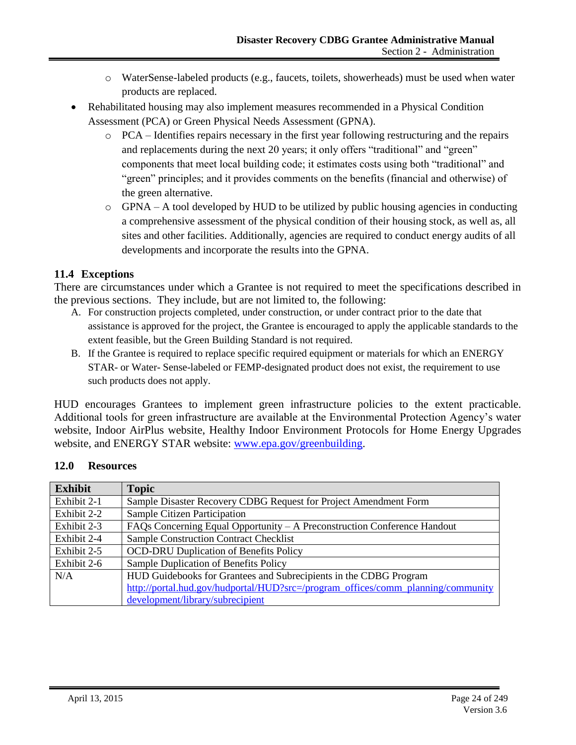- WaterSense-labeled products (e.g., faucets, toilets, showerheads) must be used when water products are replaced.

- Rehabilitated housing may also implement measures recommended in a Physical Condition Assessment (PCA) or Green Physical Needs Assessment (GPNA).
  - PCA – Identifies repairs necessary in the first year following restructuring and the repairs and replacements during the next 20 years; it only offers "traditional" and "green" components that meet local building code; it estimates costs using both "traditional" and "green" principles; and it provides comments on the benefits (financial and otherwise) of the green alternative.
  - GPNA – A tool developed by HUD to be utilized by public housing agencies in conducting a comprehensive assessment of the physical condition of their housing stock, as well as, all sites and other facilities. Additionally, agencies are required to conduct energy audits of all developments and incorporate the results into the GPNA.

### 11.4 Exceptions

There are circumstances under which a Grantee is not required to meet the specifications described in the previous sections. They include, but are not limited to, the following:

A. For construction projects completed, under construction, or under contract prior to the date that assistance is approved for the project, the Grantee is encouraged to apply the applicable standards to the extent feasible, but the Green Building Standard is not required.

B. If the Grantee is required to replace specific required equipment or materials for which an ENERGY STAR- or Water- Sense-labeled or FEMP-designated product does not exist, the requirement to use such products does not apply.

HUD encourages Grantees to implement green infrastructure policies to the extent practicable. Additional tools for green infrastructure are available at the Environmental Protection Agency's water website, Indoor AirPlus website, Healthy Indoor Environment Protocols for Home Energy Upgrades website, and ENERGY STAR website: [www.epa.gov/greenbuilding](www.epa.gov/greenbuilding).

## 12.0 Resources

| Exhibit | Topic |
|---|---|
| Exhibit 2-1 | Sample Disaster Recovery CDBG Request for Project Amendment Form |
| Exhibit 2-2 | Sample Citizen Participation |
| Exhibit 2-3 | FAQs Concerning Equal Opportunity – A Preconstruction Conference Handout |
| Exhibit 2-4 | Sample Construction Contract Checklist |
| Exhibit 2-5 | OCD-DRU Duplication of Benefits Policy |
| Exhibit 2-6 | Sample Duplication of Benefits Policy |
| N/A | HUD Guidebooks for Grantees and Subrecipients in the CDBG Program http://portal.hud.gov/hudportal/HUD?src=/program_offices/comm_planning/communitydevelopment/library/subrecipient |